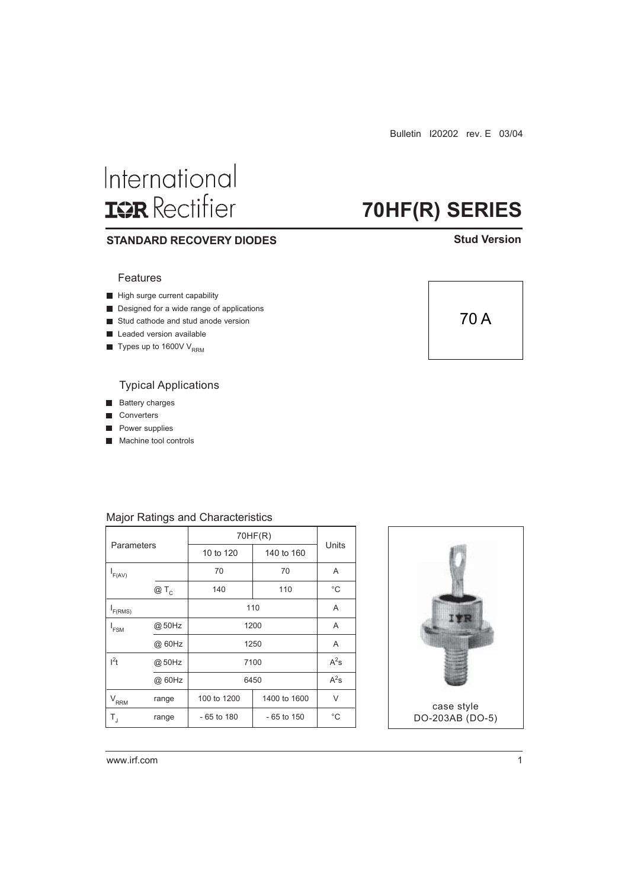Bulletin I20202 rev. E 03/04

International
IOR Rectifier

# 70HF(R) SERIES

## STANDARD RECOVERY DIODES

**Stud Version**

70 A

### Features

- High surge current capability
- Designed for a wide range of applications
- Stud cathode and stud anode version
- Leaded version available
- Types up to 1600V $V_{RRM}$

### Typical Applications

- Battery charges
- Converters
- Power supplies
- Machine tool controls

### Major Ratings and Characteristics

| Parameters | | 70HF(R) | | Units |
|---|---|---|---|---|
| | | 10 to 120 | 140 to 160 | |
| $I_{F(AV)}$ | | 70 | 70 | A |
| | @ $T_C$ | 140 | 110 | °C |
| $I_{F(RMS)}$ | | 110 | | A |
| $I_{FSM}$ | @ 50Hz | 1200 | | A |
| | @ 60Hz | 1250 | | A |
| $I^2t$ | @ 50Hz | 7100 | | $A^2s$ |
| | @ 60Hz | 6450 | | $A^2s$ |
| $V_{RRM}$ | range | 100 to 1200 | 1400 to 1600 | V |
| $T_J$ | range | - 65 to 180 | - 65 to 150 | °C |

case style
DO-203AB (DO-5)

www.irf.com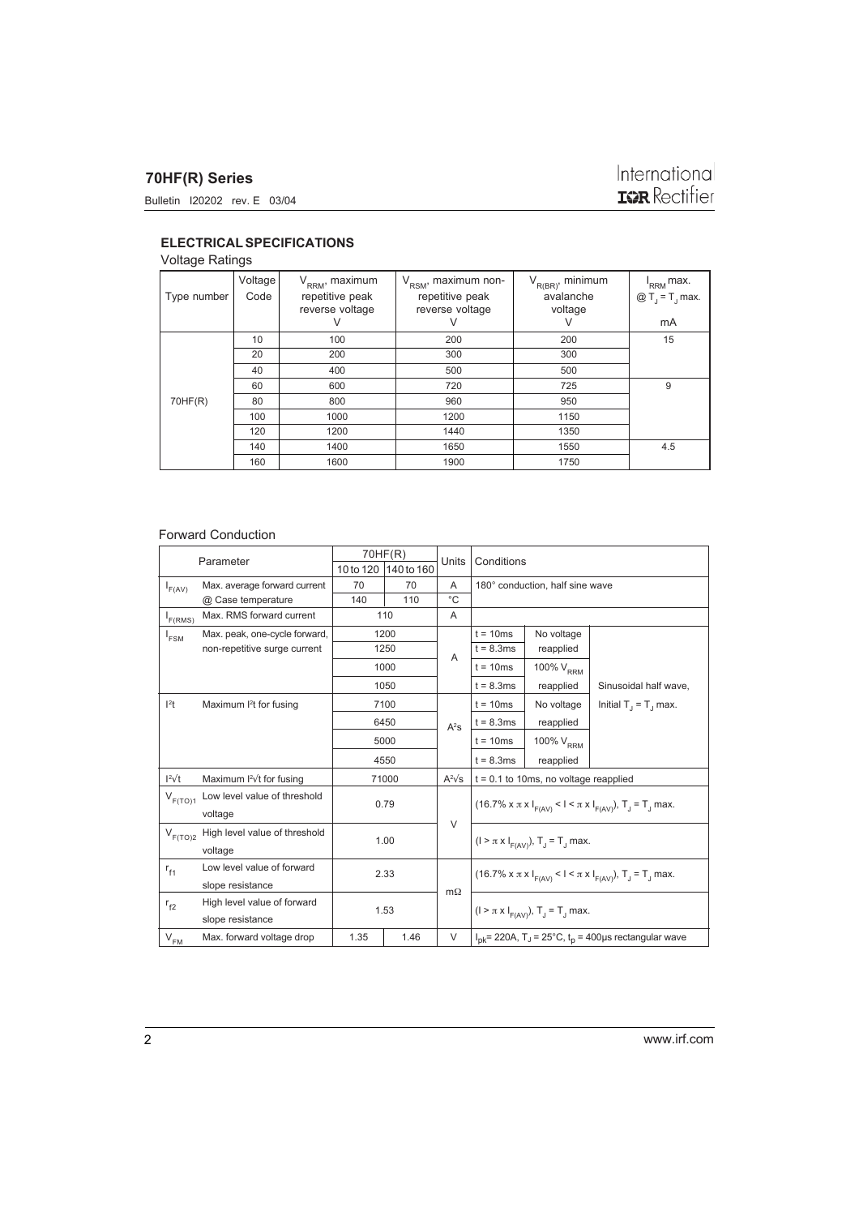## ELECTRICAL SPECIFICATIONS

### Voltage Ratings

| Type number | Voltage Code | $V_{RRM}$, maximum repetitive peak reverse voltage V | $V_{RSM}$, maximum non-repetitive peak reverse voltage V | $V_{R(BR)}$, minimum avalanche voltage V | $I_{RRM}$ max. @ $T_J = T_J$ max. mA |
|---|---|---|---|---|---|
| 70HF(R) | 10 | 100 | 200 | 200 | 15 |
| | 20 | 200 | 300 | 300 | |
| | 40 | 400 | 500 | 500 | |
| | 60 | 600 | 720 | 725 | 9 |
| | 80 | 800 | 960 | 950 | |
| | 100 | 1000 | 1200 | 1150 | |
| | 120 | 1200 | 1440 | 1350 | |
| | 140 | 1400 | 1650 | 1550 | 4.5 |
| | 160 | 1600 | 1900 | 1750 | |

### Forward Conduction

| | Parameter | 70HF(R) | | Units | Conditions | | |
|---|---|---|---|---|---|---|---|
| | | 10 to 120 | 140 to 160 | | | | |
| $I_{F(AV)}$ | Max. average forward current | 70 | 70 | A | 180° conduction, half sine wave | | |
| | @ Case temperature | 140 | 110 | °C | | | |
| $I_{F(RMS)}$ | Max. RMS forward current | 110 | | A | | | |
| $I_{FSM}$ | Max. peak, one-cycle forward, non-repetitive surge current | 1200 | | A | t = 10ms | No voltage | |
| | | 1250 | | | t = 8.3ms | reapplied | |
| | | 1000 | | | t = 10ms | 100% $V_{RRM}$ | |
| | | 1050 | | | t = 8.3ms | reapplied | Sinusoidal half wave, |
| $I^2t$ | Maximum $I^2t$ for fusing | 7100 | | $A^2s$ | t = 10ms | No voltage | Initial $T_J = T_J$ max. |
| | | 6450 | | | t = 8.3ms | reapplied | |
| | | 5000 | | | t = 10ms | 100% $V_{RRM}$ | |
| | | 4550 | | | t = 8.3ms | reapplied | |
| $I^2\sqrt{t}$ | Maximum $I^2\sqrt{t}$ for fusing | 71000 | | $A^2\sqrt{s}$ | t = 0.1 to 10ms, no voltage reapplied | | |
| $V_{F(TO)1}$ | Low level value of threshold voltage | 0.79 | | V | (16.7% x $\pi$ x $I_{F(AV)}$ < I < $\pi$ x $I_{F(AV)}$), $T_J = T_J$ max. | | |
| $V_{F(TO)2}$ | High level value of threshold voltage | 1.00 | | | (I > $\pi$ x $I_{F(AV)}$), $T_J = T_J$ max. | | |
| $r_{f1}$ | Low level value of forward slope resistance | 2.33 | | mΩ | (16.7% x $\pi$ x $I_{F(AV)}$ < I < $\pi$ x $I_{F(AV)}$), $T_J = T_J$ max. | | |
| $r_{f2}$ | High level value of forward slope resistance | 1.53 | | | (I > $\pi$ x $I_{F(AV)}$), $T_J = T_J$ max. | | |
| $V_{FM}$ | Max. forward voltage drop | 1.35 | 1.46 | V | $I_{pk}$= 220A, $T_J$ = 25°C, $t_p$ = 400µs rectangular wave | | |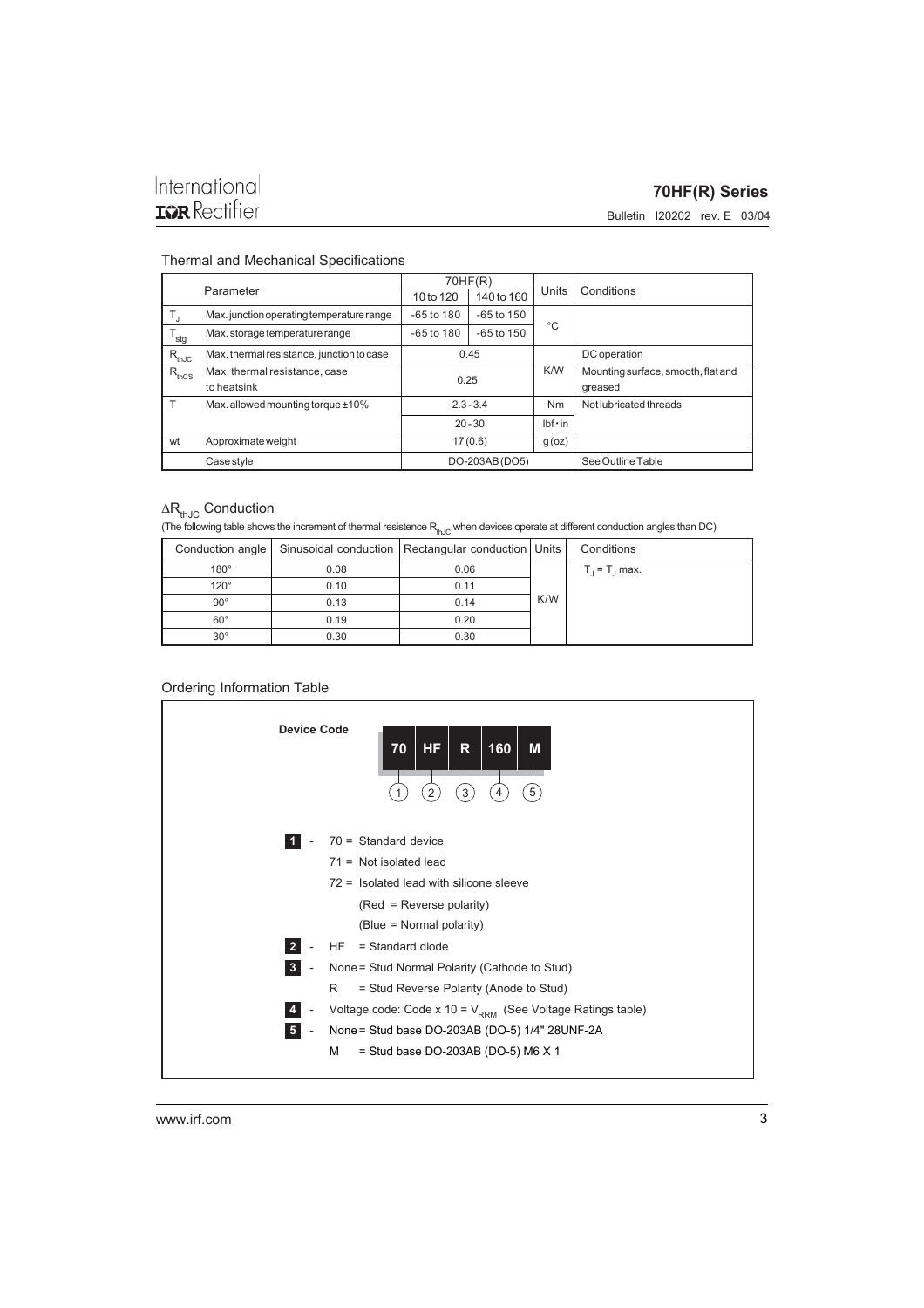## Thermal and Mechanical Specifications

| | Parameter | 70HF(R) | | Units | Conditions |
|---|---|---|---|---|---|
| | | 10 to 120 | 140 to 160 | | |
| $T_J$ | Max. junction operating temperature range | -65 to 180 | -65 to 150 | °C | |
| $T_{stg}$ | Max. storage temperature range | -65 to 180 | -65 to 150 | | |
| $R_{thJC}$ | Max. thermal resistance, junction to case | 0.45 | | K/W | DC operation |
| $R_{thCS}$ | Max. thermal resistance, case to heatsink | 0.25 | | | Mounting surface, smooth, flat and greased |
| T | Max. allowed mounting torque ±10% | 2.3 - 3.4 | | Nm | Not lubricated threads |
| | | 20 - 30 | | lbf·in | |
| wt | Approximate weight | 17 (0.6) | | g (oz) | |
| | Case style | DO-203AB (DO5) | | | See Outline Table |

## $\Delta R_{thJC}$ Conduction

(The following table shows the increment of thermal resistence $R_{thJC}$ when devices operate at different conduction angles than DC)

| Conduction angle | Sinusoidal conduction | Rectangular conduction | Units | Conditions |
|---|---|---|---|---|
| 180° | 0.08 | 0.06 | K/W | $T_J = T_J$ max. |
| 120° | 0.10 | 0.11 | | |
| 90° | 0.13 | 0.14 | | |
| 60° | 0.19 | 0.20 | | |
| 30° | 0.30 | 0.30 | | |

## Ordering Information Table

**Device Code**

| 70 | HF | R | 160 | M |
|---|---|---|---|---|
| 1 | 2 | 3 | 4 | 5 |

1 - 70 = Standard device
  71 = Not isolated lead
  72 = Isolated lead with silicone sleeve
  (Red = Reverse polarity)
  (Blue = Normal polarity)

2 - HF = Standard diode

3 - None = Stud Normal Polarity (Cathode to Stud)
  R = Stud Reverse Polarity (Anode to Stud)

4 - Voltage code: Code x 10 = $V_{RRM}$ (See Voltage Ratings table)

5 - None = Stud base DO-203AB (DO-5) 1/4" 28UNF-2A
  M = Stud base DO-203AB (DO-5) M6 X 1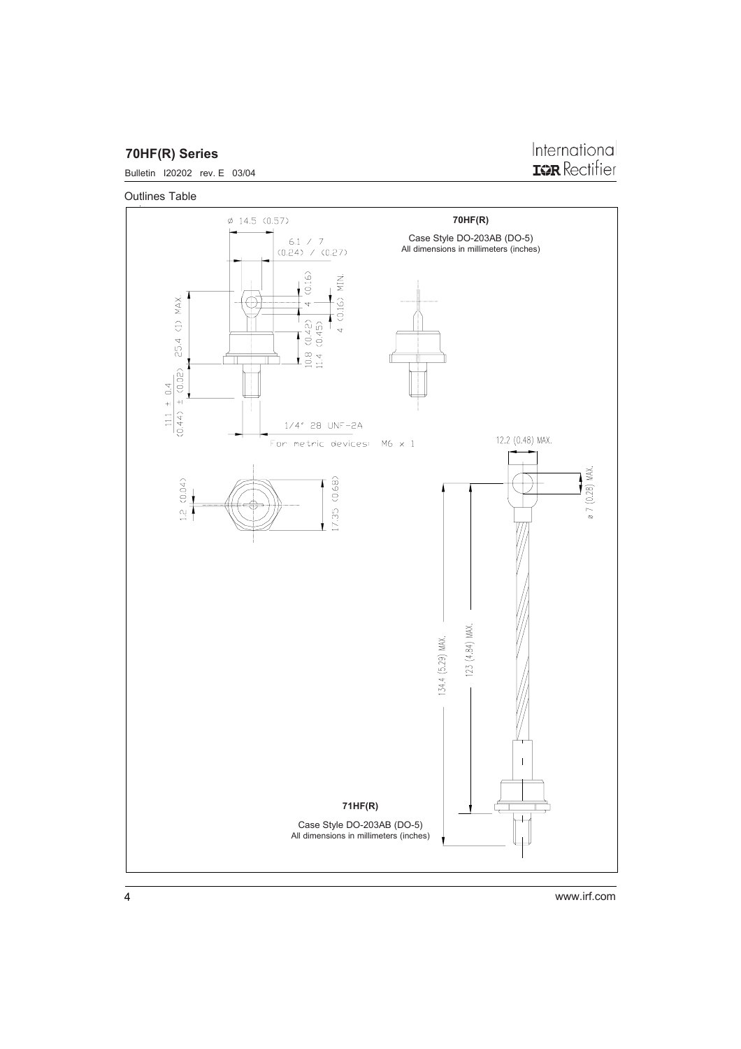## Outlines Table

**70HF(R)**

Case Style DO-203AB (DO-5)
All dimensions in millimeters (inches)

Ø 14.5 (0.57)
6.1 / 7
(0.24) / (0.27)
4 (0.16)
4 (0.16) MIN.
25.4 (1) MAX.
10.8 (0.42)
11.4 (0.45)
11.1 ± 0.4
(0.44) ± (0.02)
1/4" 28 UNF-2A
For metric devices: M6 x 1
1.2 (0.04)
17.35 (0.68)

12.2 (0.48) MAX.
ø 7 (0.28) MAX.
134.4 (5.29) MAX.
123 (4.84) MAX.

**71HF(R)**

Case Style DO-203AB (DO-5)
All dimensions in millimeters (inches)